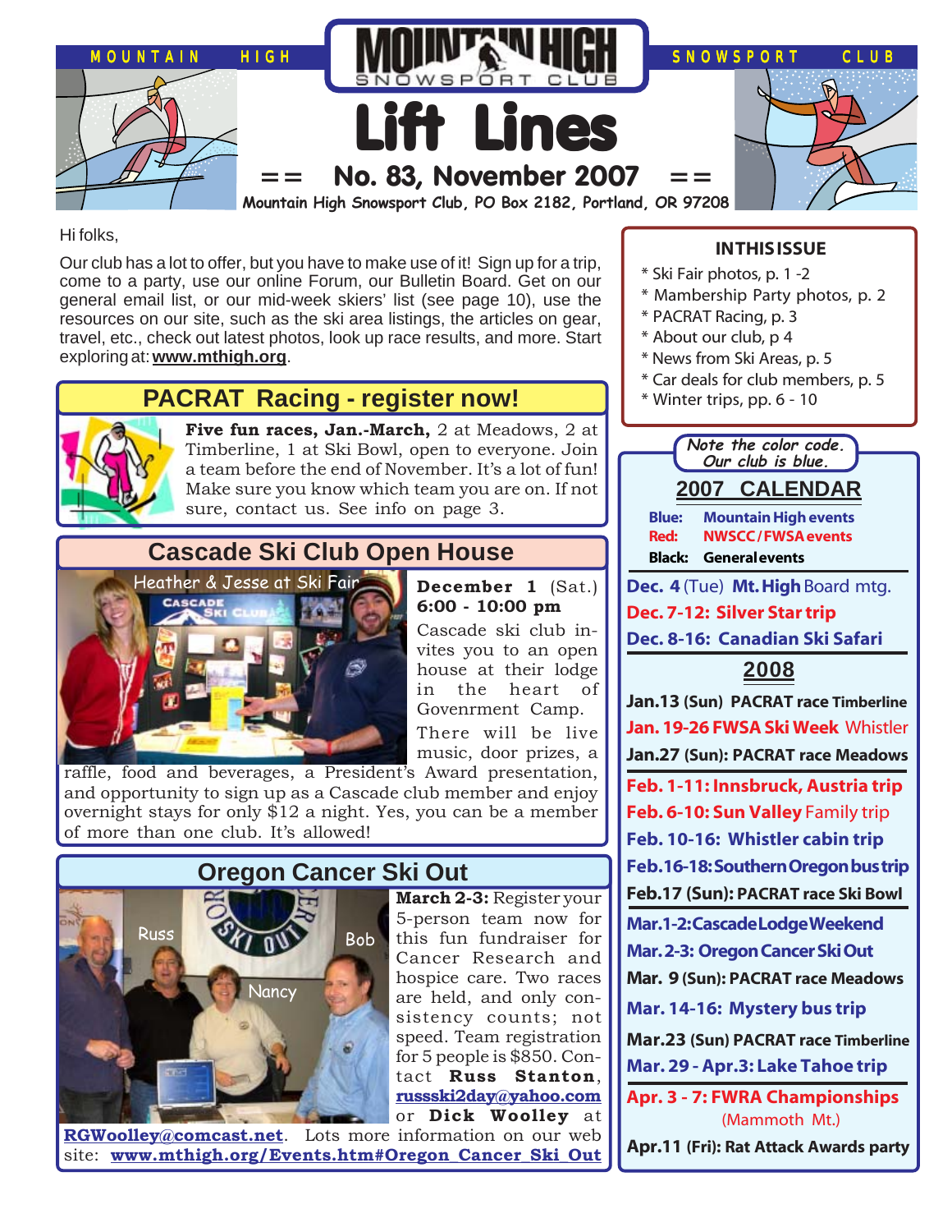# Lift Lines

MOUNTAIN HIGH SNOWSPORT CLUB

== No. 83, November 2007 ==

Mountain High Snowsport Club, PO Box 2182, Portland, OR 97208

Hi folks,

Our club has a lot to offer, but you have to make use of it! Sign up for a trip, come to a party, use our online Forum, our Bulletin Board. Get on our general email list, or our mid-week skiers' list (see page 10), use the resources on our site, such as the ski area listings, the articles on gear, travel, etc., check out latest photos, look up race results, and more. Start exploring at: **www.mthigh.org**.

## PACRAT Racing - register now!

**Five fun races, Jan.-March,** 2 at Meadows, 2 at Timberline, 1 at Ski Bowl, open to everyone. Join a team before the end of November. It's a lot of fun! Make sure you know which team you are on. If not sure, contact us. See info on page 3.

## Cascade Ski Club Open House

Heather & Jesse at Ski Fair

**December 1** (Sat.) **6:00 - 10:00 pm**

Cascade ski club invites you to an open house at their lodge in the heart of Govenrment Camp. There will be live music, door prizes, a raffle, food and beverages, a President's Award presentation, and opportunity to sign up as a Cascade club member and enjoy overnight stays for only $12 a night. Yes, you can be a member of more than one club. It's allowed!

## Oregon Cancer Ski Out

Russ, Nancy, Bob

**March 2-3:** Register your 5-person team now for this fun fundraiser for Cancer Research and hospice care. Two races are held, and only consistency counts; not speed. Team registration for 5 people is $850. Contact **Russ Stanton**, **russski2day@yahoo.com** or **Dick Woolley** at **RGWoolley@comcast.net**. Lots more information on our web site: **www.mthigh.org/Events.htm#Oregon_Cancer_Ski_Out**

### IN THIS ISSUE

- Ski Fair photos, p. 1 -2
- Mambership Party photos, p. 2
- PACRAT Racing, p. 3
- About our club, p 4
- News from Ski Areas, p. 5
- Car deals for club members, p. 5
- Winter trips, pp. 6 - 10

*Note the color code. Our club is blue.*

## 2007 CALENDAR

**Blue:** Mountain High events
**Red:** NWSCC/FWSA events
**Black:** General events

**Dec. 4** (Tue) **Mt. High** Board mtg.
**Dec. 7-12: Silver Star trip**
**Dec. 8-16: Canadian Ski Safari**

## 2008

**Jan.13 (Sun) PACRAT race Timberline**
**Jan. 19-26 FWSA Ski Week** Whistler
**Jan.27 (Sun): PACRAT race Meadows**
**Feb. 1-11: Innsbruck, Austria trip**
**Feb. 6-10: Sun Valley** Family trip
**Feb. 10-16: Whistler cabin trip**
**Feb.16-18: Southern Oregon bus trip**
**Feb.17 (Sun): PACRAT race Ski Bowl**
**Mar.1-2: Cascade Lodge Weekend**
**Mar. 2-3: Oregon Cancer Ski Out**
**Mar. 9 (Sun): PACRAT race Meadows**
**Mar. 14-16: Mystery bus trip**
**Mar.23 (Sun) PACRAT race Timberline**
**Mar. 29 - Apr.3: Lake Tahoe trip**
**Apr. 3 - 7: FWRA Championships** (Mammoth Mt.)
**Apr.11 (Fri): Rat Attack Awards party**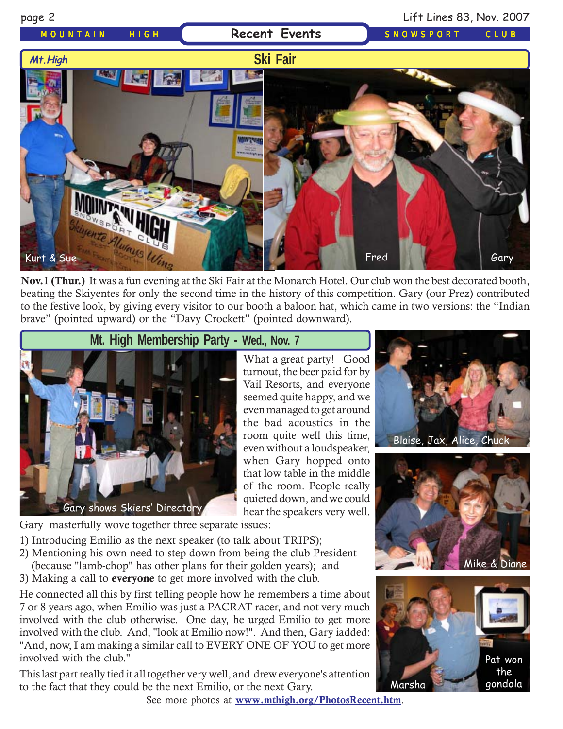MOUNTAIN HIGH **Recent Events** SNOWSPORT CLUB

## Ski Fair

*Mt.High*

Kurt & Sue

Fred

Gary

**Nov.1 (Thur.)** It was a fun evening at the Ski Fair at the Monarch Hotel. Our club won the best decorated booth, beating the Skiyentes for only the second time in the history of this competition. Gary (our Prez) contributed to the festive look, by giving every visitor to our booth a baloon hat, which came in two versions: the "Indian brave" (pointed upward) or the "Davy Crockett" (pointed downward).

## Mt. High Membership Party - Wed., Nov. 7

Gary shows Skiers' Directory

What a great party! Good turnout, the beer paid for by Vail Resorts, and everyone seemed quite happy, and we even managed to get around the bad acoustics in the room quite well this time, even without a loudspeaker, when Gary hopped onto that low table in the middle of the room. People really quieted down, and we could hear the speakers very well.

Gary masterfully wove together three separate issues:

1) Introducing Emilio as the next speaker (to talk about TRIPS);
2) Mentioning his own need to step down from being the club President (because "lamb-chop" has other plans for their golden years); and
3) Making a call to **everyone** to get more involved with the club.

He connected all this by first telling people how he remembers a time about 7 or 8 years ago, when Emilio was just a PACRAT racer, and not very much involved with the club otherwise. One day, he urged Emilio to get more involved with the club. And, "look at Emilio now!". And then, Gary iadded: "And, now, I am making a similar call to EVERY ONE OF YOU to get more involved with the club."

This last part really tied it all together very well, and drew everyone's attention to the fact that they could be the next Emilio, or the next Gary.

Blaise, Jax, Alice, Chuck

Mike & Diane

Marsha

Pat won the gondola

See more photos at **www.mthigh.org/PhotosRecent.htm**.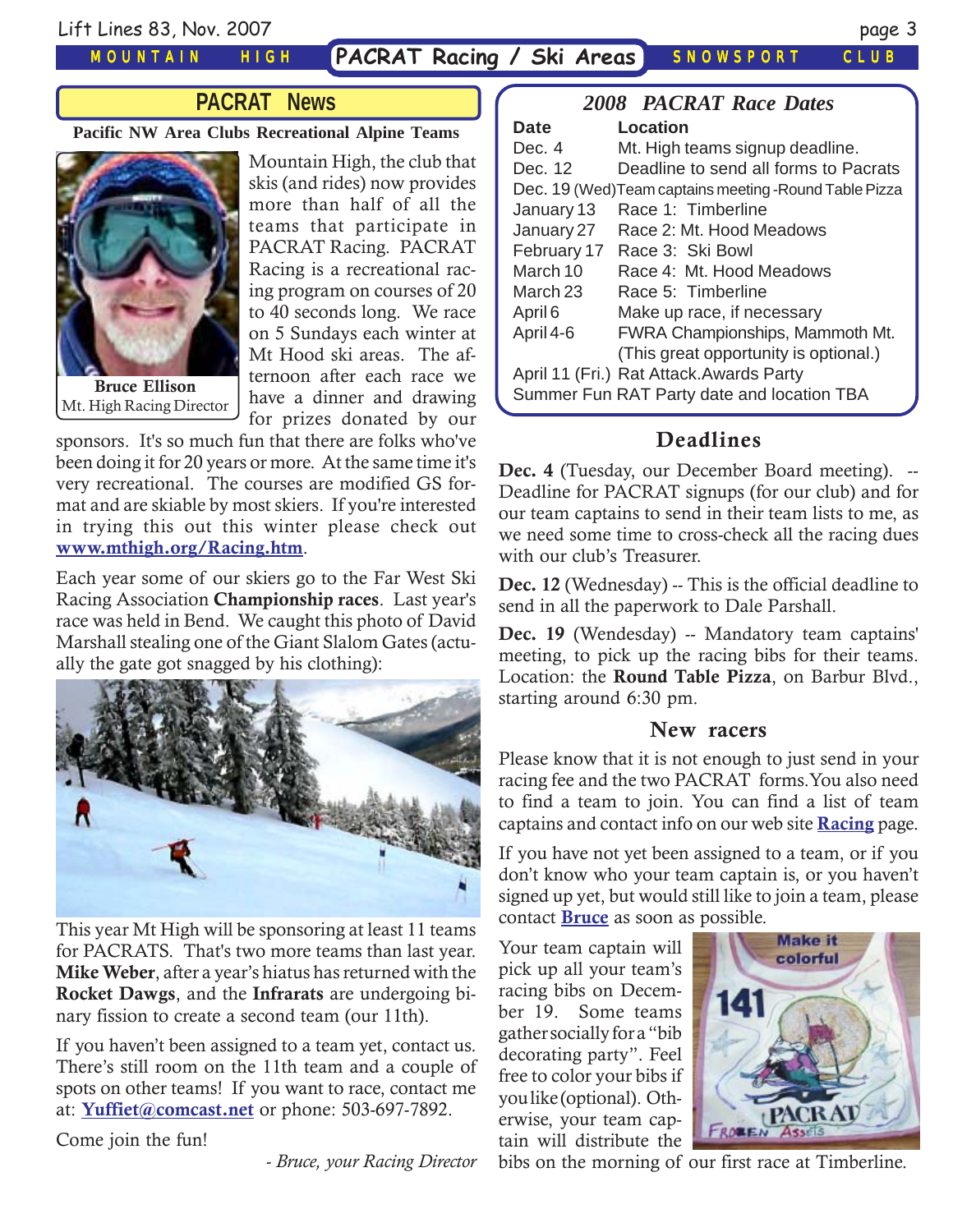## PACRAT News

**Pacific NW Area Clubs Recreational Alpine Teams**

**Bruce Ellison**
Mt. High Racing Director

Mountain High, the club that skis (and rides) now provides more than half of all the teams that participate in PACRAT Racing. PACRAT Racing is a recreational racing program on courses of 20 to 40 seconds long. We race on 5 Sundays each winter at Mt Hood ski areas. The afternoon after each race we have a dinner and drawing for prizes donated by our sponsors. It's so much fun that there are folks who've been doing it for 20 years or more. At the same time it's very recreational. The courses are modified GS format and are skiable by most skiers. If you're interested in trying this out this winter please check out **www.mthigh.org/Racing.htm**.

Each year some of our skiers go to the Far West Ski Racing Association **Championship races**. Last year's race was held in Bend. We caught this photo of David Marshall stealing one of the Giant Slalom Gates (actually the gate got snagged by his clothing):

This year Mt High will be sponsoring at least 11 teams for PACRATS. That's two more teams than last year. **Mike Weber**, after a year's hiatus has returned with the **Rocket Dawgs**, and the **Infrarats** are undergoing binary fission to create a second team (our 11th).

If you haven't been assigned to a team yet, contact us. There's still room on the 11th team and a couple of spots on other teams! If you want to race, contact me at: **Yuffiet@comcast.net** or phone: 503-697-7892.

Come join the fun!

*- Bruce, your Racing Director*

### *2008 PACRAT Race Dates*

| Date | Location |
|---|---|
| Dec. 4 | Mt. High teams signup deadline. |
| Dec. 12 | Deadline to send all forms to Pacrats |
| Dec. 19 (Wed) | Team captains meeting -Round Table Pizza |
| January 13 | Race 1: Timberline |
| January 27 | Race 2: Mt. Hood Meadows |
| February 17 | Race 3: Ski Bowl |
| March 10 | Race 4: Mt. Hood Meadows |
| March 23 | Race 5: Timberline |
| April 6 | Make up race, if necessary |
| April 4-6 | FWRA Championships, Mammoth Mt. (This great opportunity is optional.) |
| April 11 (Fri.) | Rat Attack.Awards Party |
| Summer Fun | RAT Party date and location TBA |

### Deadlines

**Dec. 4** (Tuesday, our December Board meeting). -- Deadline for PACRAT signups (for our club) and for our team captains to send in their team lists to me, as we need some time to cross-check all the racing dues with our club's Treasurer.

**Dec. 12** (Wednesday) -- This is the official deadline to send in all the paperwork to Dale Parshall.

**Dec. 19** (Wendesday) -- Mandatory team captains' meeting, to pick up the racing bibs for their teams. Location: the **Round Table Pizza**, on Barbur Blvd., starting around 6:30 pm.

### New racers

Please know that it is not enough to just send in your racing fee and the two PACRAT forms.You also need to find a team to join. You can find a list of team captains and contact info on our web site **Racing** page.

If you have not yet been assigned to a team, or if you don't know who your team captain is, or you haven't signed up yet, but would still like to join a team, please contact **Bruce** as soon as possible.

Your team captain will pick up all your team's racing bibs on December 19. Some teams gather socially for a "bib decorating party". Feel free to color your bibs if you like (optional). Otherwise, your team captain will distribute the bibs on the morning of our first race at Timberline.

Make it colorful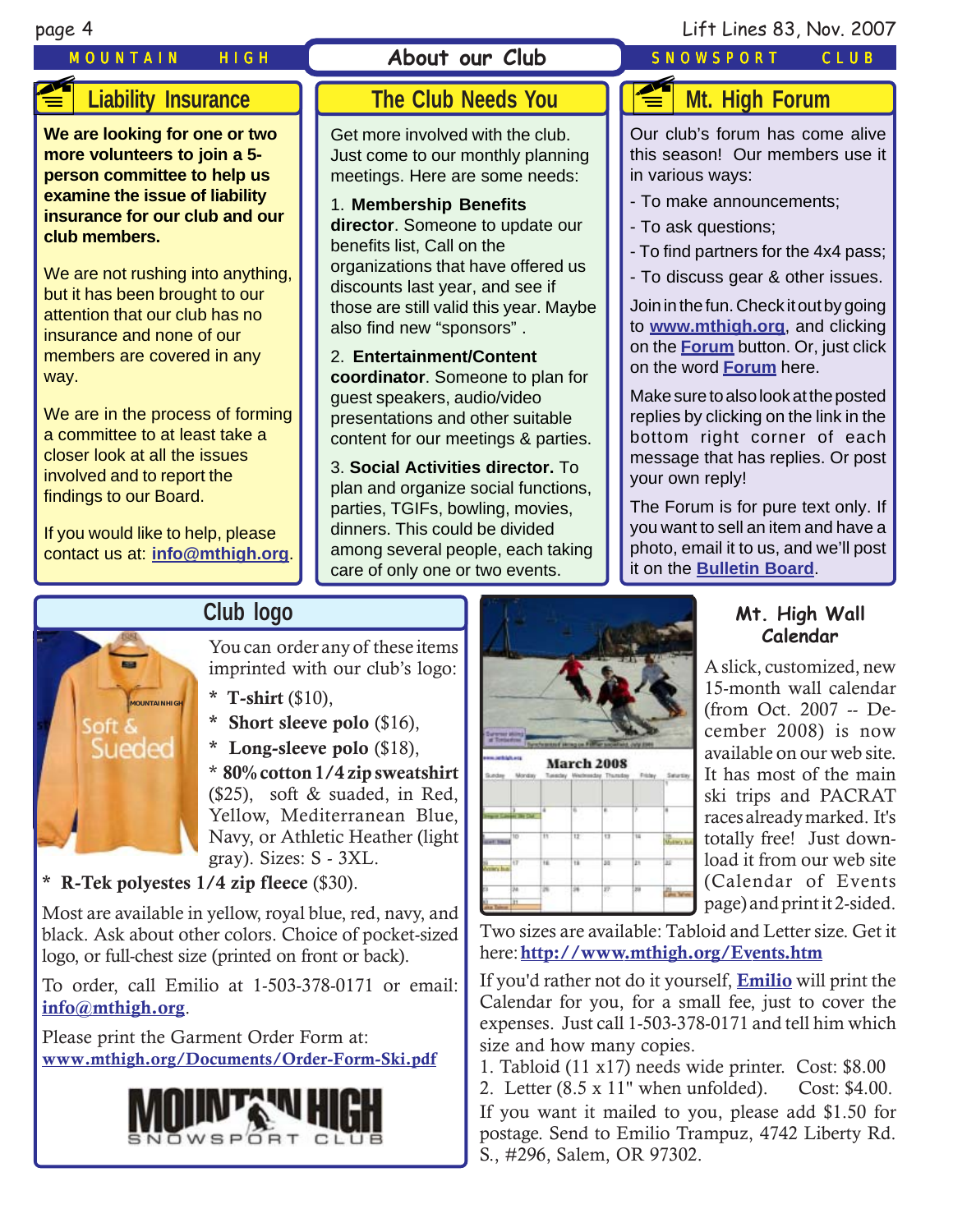# About our Club

## Liability Insurance

**We are looking for one or two more volunteers to join a 5-person committee to help us examine the issue of liability insurance for our club and our club members.**

We are not rushing into anything, but it has been brought to our attention that our club has no insurance and none of our members are covered in any way.

We are in the process of forming a committee to at least take a closer look at all the issues involved and to report the findings to our Board.

If you would like to help, please contact us at: info@mthigh.org.

## The Club Needs You

Get more involved with the club. Just come to our monthly planning meetings. Here are some needs:

1. **Membership Benefits director**. Someone to update our benefits list, Call on the organizations that have offered us discounts last year, and see if those are still valid this year. Maybe also find new "sponsors" .

2. **Entertainment/Content coordinator**. Someone to plan for guest speakers, audio/video presentations and other suitable content for our meetings & parties.

3. **Social Activities director.** To plan and organize social functions, parties, TGIFs, bowling, movies, dinners. This could be divided among several people, each taking care of only one or two events.

## Mt. High Forum

Our club's forum has come alive this season! Our members use it in various ways:

- To make announcements;
- To ask questions;
- To find partners for the 4x4 pass;
- To discuss gear & other issues.

Join in the fun. Check it out by going to www.mthigh.org, and clicking on the Forum button. Or, just click on the word Forum here.

Make sure to also look at the posted replies by clicking on the link in the bottom right corner of each message that has replies. Or post your own reply!

The Forum is for pure text only. If you want to sell an item and have a photo, email it to us, and we'll post it on the Bulletin Board.

## Club logo

You can order any of these items imprinted with our club's logo:

* **T-shirt** ($10),
* **Short sleeve polo** ($16),
* **Long-sleeve polo** ($18),
* **80% cotton 1/4 zip sweatshirt** ($25), soft & suaded, in Red, Yellow, Mediterranean Blue, Navy, or Athletic Heather (light gray). Sizes: S - 3XL.
* **R-Tek polyestes 1/4 zip fleece** ($30).

Most are available in yellow, royal blue, red, navy, and black. Ask about other colors. Choice of pocket-sized logo, or full-chest size (printed on front or back).

To order, call Emilio at 1-503-378-0171 or email: **info@mthigh.org**.

Please print the Garment Order Form at: **www.mthigh.org/Documents/Order-Form-Ski.pdf**

## Mt. High Wall Calendar

A slick, customized, new 15-month wall calendar (from Oct. 2007 -- December 2008) is now available on our web site. It has most of the main ski trips and PACRAT races already marked. It's totally free! Just download it from our web site (Calendar of Events page) and print it 2-sided.

Two sizes are available: Tabloid and Letter size. Get it here: **http://www.mthigh.org/Events.htm**

If you'd rather not do it yourself, **Emilio** will print the Calendar for you, for a small fee, just to cover the expenses. Just call 1-503-378-0171 and tell him which size and how many copies.

1. Tabloid (11 x17) needs wide printer. Cost: $8.00
2. Letter (8.5 x 11" when unfolded). Cost: $4.00.

If you want it mailed to you, please add $1.50 for postage. Send to Emilio Trampuz, 4742 Liberty Rd. S., #296, Salem, OR 97302.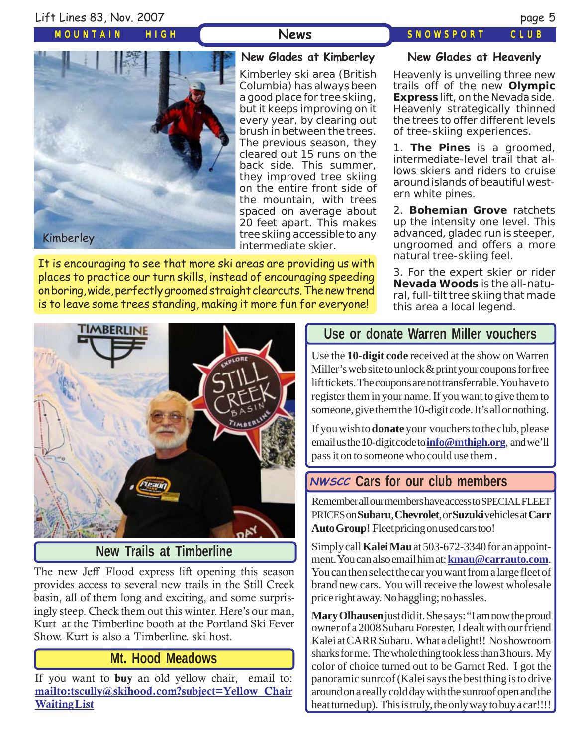## New Glades at Kimberley

Kimberley

Kimberley ski area (British Columbia) has always been a good place for tree skiing, but it keeps improving on it every year, by clearing out brush in between the trees. The previous season, they cleared out 15 runs on the back side. This summer, they improved tree skiing on the entire front side of the mountain, with trees spaced on average about 20 feet apart. This makes tree skiing accessible to any intermediate skier.

It is encouraging to see that more ski areas are providing us with places to practice our turn skills, instead of encouraging speeding on boring, wide, perfectly groomed straight clearcuts. The new trend is to leave some trees standing, making it more fun for everyone!

## New Glades at Heavenly

Heavenly is unveiling three new trails off of the new **Olympic Express** lift, on the Nevada side. Heavenly strategically thinned the trees to offer different levels of tree-skiing experiences.

1. **The Pines** is a groomed, intermediate-level trail that allows skiers and riders to cruise around islands of beautiful western white pines.

2. **Bohemian Grove** ratchets up the intensity one level. This advanced, gladed run is steeper, ungroomed and offers a more natural tree-skiing feel.

3. For the expert skier or rider **Nevada Woods** is the all-natural, full-tilt tree skiing that made this area a local legend.

## New Trails at Timberline

The new Jeff Flood express lift opening this season provides access to several new trails in the Still Creek basin, all of them long and exciting, and some surprisingly steep. Check them out this winter. Here's our man, Kurt at the Timberline booth at the Portland Ski Fever Show. Kurt is also a Timberline. ski host.

## Mt. Hood Meadows

If you want to **buy** an old yellow chair, email to: mailto:tscully@skihood.com?subject=Yellow Chair Waiting List

## Use or donate Warren Miller vouchers

Use the **10-digit code** received at the show on Warren Miller's web site to unlock & print your coupons for free lift tickets. The coupons are not transferrable. You have to register them in your name. If you want to give them to someone, give them the 10-digit code. It's all or nothing.

If you wish to **donate** your vouchers to the club, please email us the 10-digit code to **info@mthigh.org**, and we'll pass it on to someone who could use them .

## *NWSCC* Cars for our club members

Remember all our members have access to SPECIAL FLEET PRICES on **Subaru**, **Chevrolet**, or **Suzuki** vehicles at **Carr Auto Group!** Fleet pricing on used cars too!

Simply call **Kalei Mau** at 503-672-3340 for an appointment. You can also email him at: **kmau@carrauto.com**. You can then select the car you want from a large fleet of brand new cars. You will receive the lowest wholesale price right away. No haggling; no hassles.

**Mary Olhausen** just did it. She says: "I am now the proud owner of a 2008 Subaru Forester. I dealt with our friend Kalei at CARR Subaru. What a delight!! No showroom sharks for me. The whole thing took less than 3 hours. My color of choice turned out to be Garnet Red. I got the panoramic sunroof (Kalei says the best thing is to drive around on a really cold day with the sunroof open and the heat turned up). This is truly, the only way to buy a car!!!!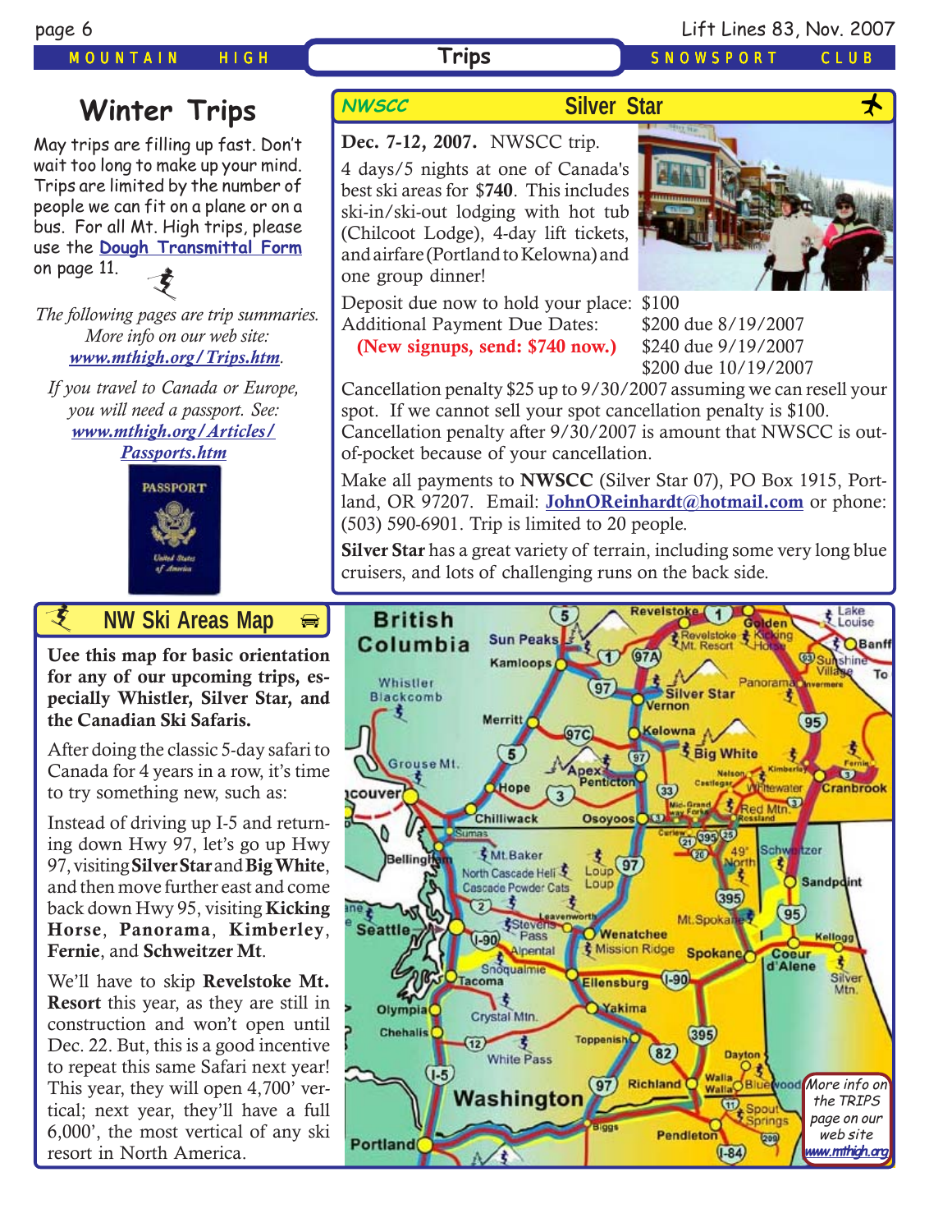## Winter Trips

May trips are filling up fast. Don't wait too long to make up your mind. Trips are limited by the number of people we can fit on a plane or on a bus. For all Mt. High trips, please use the **Dough Transmittal Form** on page 11.

*The following pages are trip summaries. More info on our web site: www.mthigh.org/Trips.htm.*

*If you travel to Canada or Europe, you will need a passport. See: www.mthigh.org/Articles/Passports.htm*

## NWSCC Silver Star

**Dec. 7-12, 2007.** NWSCC trip.

4 days/5 nights at one of Canada's best ski areas for **$740**. This includes ski-in/ski-out lodging with hot tub (Chilcoot Lodge), 4-day lift tickets, and airfare (Portland to Kelowna) and one group dinner!

| | |
|---|---|
| Deposit due now to hold your place: | $100 |
| Additional Payment Due Dates: | $200 due 8/19/2007 |
| **(New signups, send: $740 now.)** | $240 due 9/19/2007 |
| | $200 due 10/19/2007 |

Cancellation penalty $25 up to 9/30/2007 assuming we can resell your spot. If we cannot sell your spot cancellation penalty is $100. Cancellation penalty after 9/30/2007 is amount that NWSCC is out-of-pocket because of your cancellation.

Make all payments to **NWSCC** (Silver Star 07), PO Box 1915, Portland, OR 97207. Email: **JohnOReinhardt@hotmail.com** or phone: (503) 590-6901. Trip is limited to 20 people.

**Silver Star** has a great variety of terrain, including some very long blue cruisers, and lots of challenging runs on the back side.

## NW Ski Areas Map

**Uee this map for basic orientation for any of our upcoming trips, especially Whistler, Silver Star, and the Canadian Ski Safaris.**

After doing the classic 5-day safari to Canada for 4 years in a row, it's time to try something new, such as:

Instead of driving up I-5 and returning down Hwy 97, let's go up Hwy 97, visiting **Silver Star** and **Big White**, and then move further east and come back down Hwy 95, visiting **Kicking Horse**, **Panorama**, **Kimberley**, **Fernie**, and **Schweitzer Mt**.

We'll have to skip **Revelstoke Mt. Resort** this year, as they are still in construction and won't open until Dec. 22. But, this is a good incentive to repeat this same Safari next year! This year, they will open 4,700' vertical; next year, they'll have a full 6,000', the most vertical of any ski resort in North America.

*More info on the TRIPS page on our web site www.mthigh.org*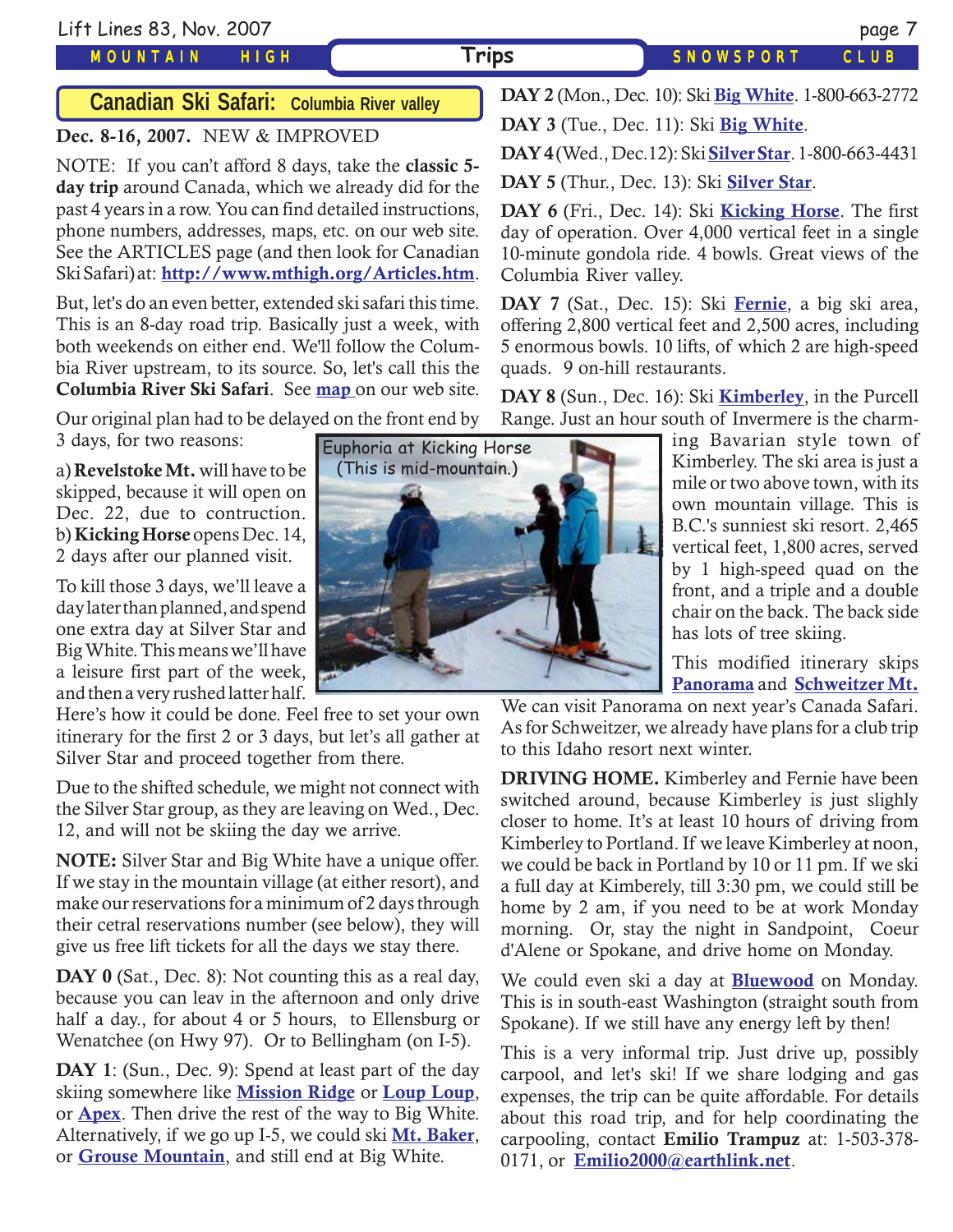## Canadian Ski Safari: Columbia River valley

**Dec. 8-16, 2007.** NEW & IMPROVED

NOTE: If you can't afford 8 days, take the **classic 5-day trip** around Canada, which we already did for the past 4 years in a row. You can find detailed instructions, phone numbers, addresses, maps, etc. on our web site. See the ARTICLES page (and then look for Canadian Ski Safari) at: **http://www.mthigh.org/Articles.htm**.

But, let's do an even better, extended ski safari this time. This is an 8-day road trip. Basically just a week, with both weekends on either end. We'll follow the Columbia River upstream, to its source. So, let's call this the **Columbia River Ski Safari**. See **map** on our web site.

Our original plan had to be delayed on the front end by 3 days, for two reasons:

a) **Revelstoke Mt.** will have to be skipped, because it will open on Dec. 22, due to contruction.
b) **Kicking Horse** opens Dec. 14, 2 days after our planned visit.

Euphoria at Kicking Horse (This is mid-mountain.)

To kill those 3 days, we'll leave a day later than planned, and spend one extra day at Silver Star and Big White. This means we'll have a leisure first part of the week, and then a very rushed latter half. Here's how it could be done. Feel free to set your own itinerary for the first 2 or 3 days, but let's all gather at Silver Star and proceed together from there.

Due to the shifted schedule, we might not connect with the Silver Star group, as they are leaving on Wed., Dec. 12, and will not be skiing the day we arrive.

**NOTE:** Silver Star and Big White have a unique offer. If we stay in the mountain village (at either resort), and make our reservations for a minimum of 2 days through their cetral reservations number (see below), they will give us free lift tickets for all the days we stay there.

**DAY 0** (Sat., Dec. 8): Not counting this as a real day, because you can leav in the afternoon and only drive half a day., for about 4 or 5 hours, to Ellensburg or Wenatchee (on Hwy 97). Or to Bellingham (on I-5).

**DAY 1**: (Sun., Dec. 9): Spend at least part of the day skiing somewhere like **Mission Ridge** or **Loup Loup**, or **Apex**. Then drive the rest of the way to Big White. Alternatively, if we go up I-5, we could ski **Mt. Baker**, or **Grouse Mountain**, and still end at Big White.

**DAY 2** (Mon., Dec. 10): Ski **Big White**. 1-800-663-2772

**DAY 3** (Tue., Dec. 11): Ski **Big White**.

**DAY 4** (Wed., Dec.12): Ski **Silver Star**. 1-800-663-4431

**DAY 5** (Thur., Dec. 13): Ski **Silver Star**.

**DAY 6** (Fri., Dec. 14): Ski **Kicking Horse**. The first day of operation. Over 4,000 vertical feet in a single 10-minute gondola ride. 4 bowls. Great views of the Columbia River valley.

**DAY 7** (Sat., Dec. 15): Ski **Fernie**, a big ski area, offering 2,800 vertical feet and 2,500 acres, including 5 enormous bowls. 10 lifts, of which 2 are high-speed quads. 9 on-hill restaurants.

**DAY 8** (Sun., Dec. 16): Ski **Kimberley**, in the Purcell Range. Just an hour south of Invermere is the charming Bavarian style town of Kimberley. The ski area is just a mile or two above town, with its own mountain village. This is B.C.'s sunniest ski resort. 2,465 vertical feet, 1,800 acres, served by 1 high-speed quad on the front, and a triple and a double chair on the back. The back side has lots of tree skiing.

This modified itinerary skips **Panorama** and **Schweitzer Mt.** We can visit Panorama on next year's Canada Safari. As for Schweitzer, we already have plans for a club trip to this Idaho resort next winter.

**DRIVING HOME.** Kimberley and Fernie have been switched around, because Kimberley is just slighly closer to home. It's at least 10 hours of driving from Kimberley to Portland. If we leave Kimberley at noon, we could be back in Portland by 10 or 11 pm. If we ski a full day at Kimberely, till 3:30 pm, we could still be home by 2 am, if you need to be at work Monday morning. Or, stay the night in Sandpoint, Coeur d'Alene or Spokane, and drive home on Monday.

We could even ski a day at **Bluewood** on Monday. This is in south-east Washington (straight south from Spokane). If we still have any energy left by then!

This is a very informal trip. Just drive up, possibly carpool, and let's ski! If we share lodging and gas expenses, the trip can be quite affordable. For details about this road trip, and for help coordinating the carpooling, contact **Emilio Trampuz** at: 1-503-378-0171, or **Emilio2000@earthlink.net**.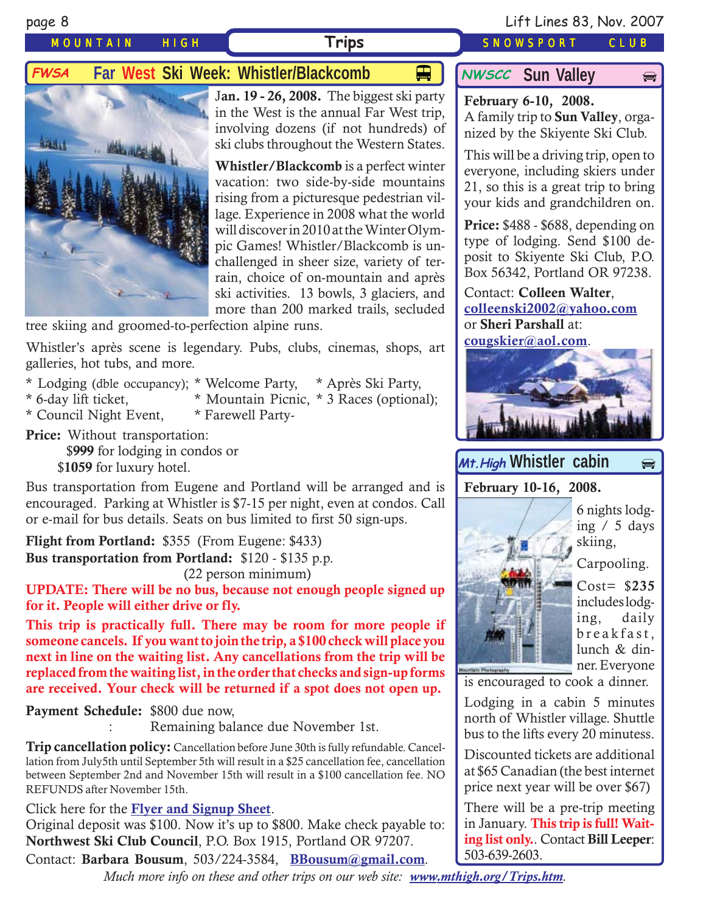## Trips

## FWSA Far West Ski Week: Whistler/Blackcomb

**Jan. 19 - 26, 2008.** The biggest ski party in the West is the annual Far West trip, involving dozens (if not hundreds) of ski clubs throughout the Western States.

**Whistler/Blackcomb** is a perfect winter vacation: two side-by-side mountains rising from a picturesque pedestrian village. Experience in 2008 what the world will discover in 2010 at the Winter Olympic Games! Whistler/Blackcomb is unchallenged in sheer size, variety of terrain, choice of on-mountain and après ski activities. 13 bowls, 3 glaciers, and more than 200 marked trails, secluded tree skiing and groomed-to-perfection alpine runs.

Whistler's après scene is legendary. Pubs, clubs, cinemas, shops, art galleries, hot tubs, and more.

* Lodging (dble occupancy); * Welcome Party, * Après Ski Party,
* 6-day lift ticket, * Mountain Picnic, * 3 Races (optional);
* Council Night Event, * Farewell Party-

**Price:** Without transportation:
$**999** for lodging in condos or
$**1059** for luxury hotel.

Bus transportation from Eugene and Portland will be arranged and is encouraged. Parking at Whistler is $7-15 per night, even at condos. Call or e-mail for bus details. Seats on bus limited to first 50 sign-ups.

**Flight from Portland:** $355 (From Eugene: $433)
**Bus transportation from Portland:** $120 - $135 p.p. (22 person minimum)

**UPDATE: There will be no bus, because not enough people signed up for it. People will either drive or fly.**

**This trip is practically full. There may be room for more people if someone cancels. If you want to join the trip, a $100 check will place you next in line on the waiting list. Any cancellations from the trip will be replaced from the waiting list, in the order that checks and sign-up forms are received. Your check will be returned if a spot does not open up.**

**Payment Schedule:** $800 due now,
: Remaining balance due November 1st.

**Trip cancellation policy:** Cancellation before June 30th is fully refundable. Cancellation from July5th until September 5th will result in a $25 cancellation fee, cancellation between September 2nd and November 15th will result in a $100 cancellation fee. NO REFUNDS after November 15th.

Click here for the **Flyer and Signup Sheet**.
Original deposit was $100. Now it's up to $800. Make check payable to: **Northwest Ski Club Council**, P.O. Box 1915, Portland OR 97207.
Contact: **Barbara Bousum**, 503/224-3584, **BBousum@gmail.com**.

## NWSCC Sun Valley

**February 6-10, 2008.**
A family trip to **Sun Valley**, organized by the Skiyente Ski Club.

This will be a driving trip, open to everyone, including skiers under 21, so this is a great trip to bring your kids and grandchildren on.

**Price:** $488 - $688, depending on type of lodging. Send $100 deposit to Skiyente Ski Club, P.O. Box 56342, Portland OR 97238.

Contact: **Colleen Walter**, **colleenski2002@yahoo.com** or **Sheri Parshall** at: **cougskier@aol.com**.

## Mt.High Whistler cabin

**February 10-16, 2008.**

6 nights lodging / 5 days skiing,

Carpooling.

Cost= $**235** includes lodging, daily breakfast, lunch & dinner. Everyone is encouraged to cook a dinner.

Lodging in a cabin 5 minutes north of Whistler village. Shuttle bus to the lifts every 20 minutess.

Discounted tickets are additional at $65 Canadian (the best internet price next year will be over $67)

There will be a pre-trip meeting in January. **This trip is full! Waiting list only.**. Contact **Bill Leeper**: 503-639-2603.

*Much more info on these and other trips on our web site: **www.mthigh.org/Trips.htm**.*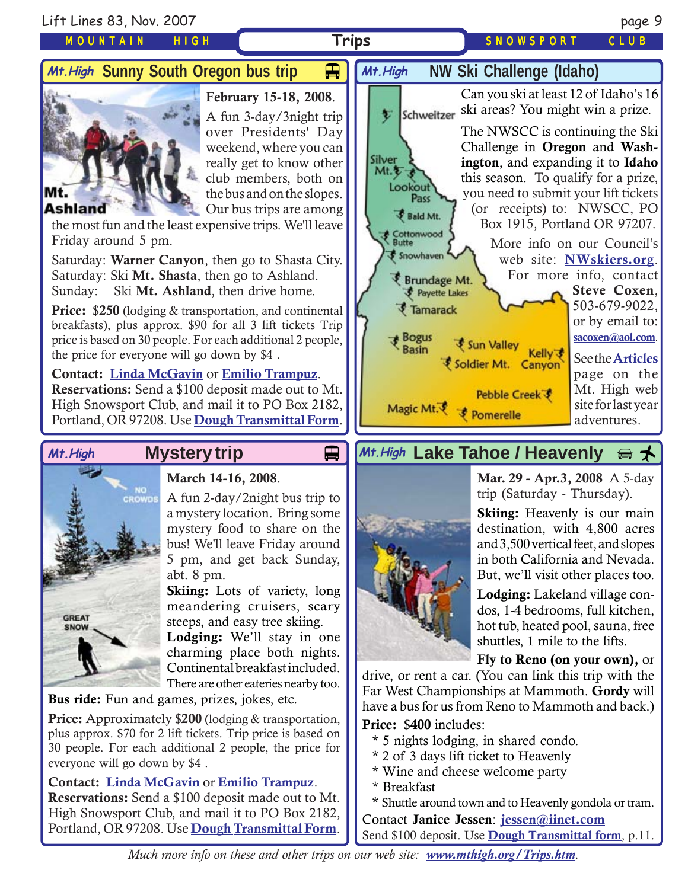## Mt.High Sunny South Oregon bus trip

**February 15-18, 2008**.

A fun 3-day/3night trip over Presidents' Day weekend, where you can really get to know other club members, both on the bus and on the slopes. Our bus trips are among the most fun and the least expensive trips. We'll leave Friday around 5 pm.

Saturday: **Warner Canyon**, then go to Shasta City.
Saturday: Ski **Mt. Shasta**, then go to Ashland.
Sunday: Ski **Mt. Ashland**, then drive home.

**Price:** $**250** (lodging & transportation, and continental breakfasts), plus approx. $90 for all 3 lift tickets Trip price is based on 30 people. For each additional 2 people, the price for everyone will go down by $4 .

**Contact:** Linda McGavin or Emilio Trampuz.
**Reservations:** Send a $100 deposit made out to Mt. High Snowsport Club, and mail it to PO Box 2182, Portland, OR 97208. Use Dough Transmittal Form.

## Mt.High NW Ski Challenge (Idaho)

Can you ski at least 12 of Idaho's 16 ski areas? You might win a prize.

The NWSCC is continuing the Ski Challenge in **Oregon** and **Washington**, and expanding it to **Idaho** this season. To qualify for a prize, you need to submit your lift tickets (or receipts) to: NWSCC, PO Box 1915, Portland OR 97207.

More info on our Council's web site: NWskiers.org. For more info, contact **Steve Coxen**, 503-679-9022, or by email to: sacoxen@aol.com.

See the Articles page on the Mt. High web site for last year adventures.

## Mt.High Mystery trip

**March 14-16, 2008**.

A fun 2-day/2night bus trip to a mystery location. Bring some mystery food to share on the bus! We'll leave Friday around 5 pm, and get back Sunday, abt. 8 pm.

**Skiing:** Lots of variety, long meandering cruisers, scary steeps, and easy tree skiing.

**Lodging:** We'll stay in one charming place both nights. Continental breakfast included. There are other eateries nearby too.

**Bus ride:** Fun and games, prizes, jokes, etc.

**Price:** Approximately $**200** (lodging & transportation, plus approx. $70 for 2 lift tickets. Trip price is based on 30 people. For each additional 2 people, the price for everyone will go down by $4 .

**Contact:** Linda McGavin or Emilio Trampuz.
**Reservations:** Send a $100 deposit made out to Mt. High Snowsport Club, and mail it to PO Box 2182, Portland, OR 97208. Use Dough Transmittal Form.

## Mt.High Lake Tahoe / Heavenly

**Mar. 29 - Apr.3, 2008** A 5-day trip (Saturday - Thursday).

**Skiing:** Heavenly is our main destination, with 4,800 acres and 3,500 vertical feet, and slopes in both California and Nevada. But, we'll visit other places too.

**Lodging:** Lakeland village condos, 1-4 bedrooms, full kitchen, hot tub, heated pool, sauna, free shuttles, 1 mile to the lifts.

**Fly to Reno (on your own),** or drive, or rent a car. (You can link this trip with the Far West Championships at Mammoth. **Gordy** will have a bus for us from Reno to Mammoth and back.)

**Price:** $**400** includes:

* 5 nights lodging, in shared condo.
* 2 of 3 days lift ticket to Heavenly
* Wine and cheese welcome party
* Breakfast
* Shuttle around town and to Heavenly gondola or tram.

Contact **Janice Jessen**: jessen@iinet.com
Send $100 deposit. Use Dough Transmittal form, p.11.

*Much more info on these and other trips on our web site: www.mthigh.org/Trips.htm.*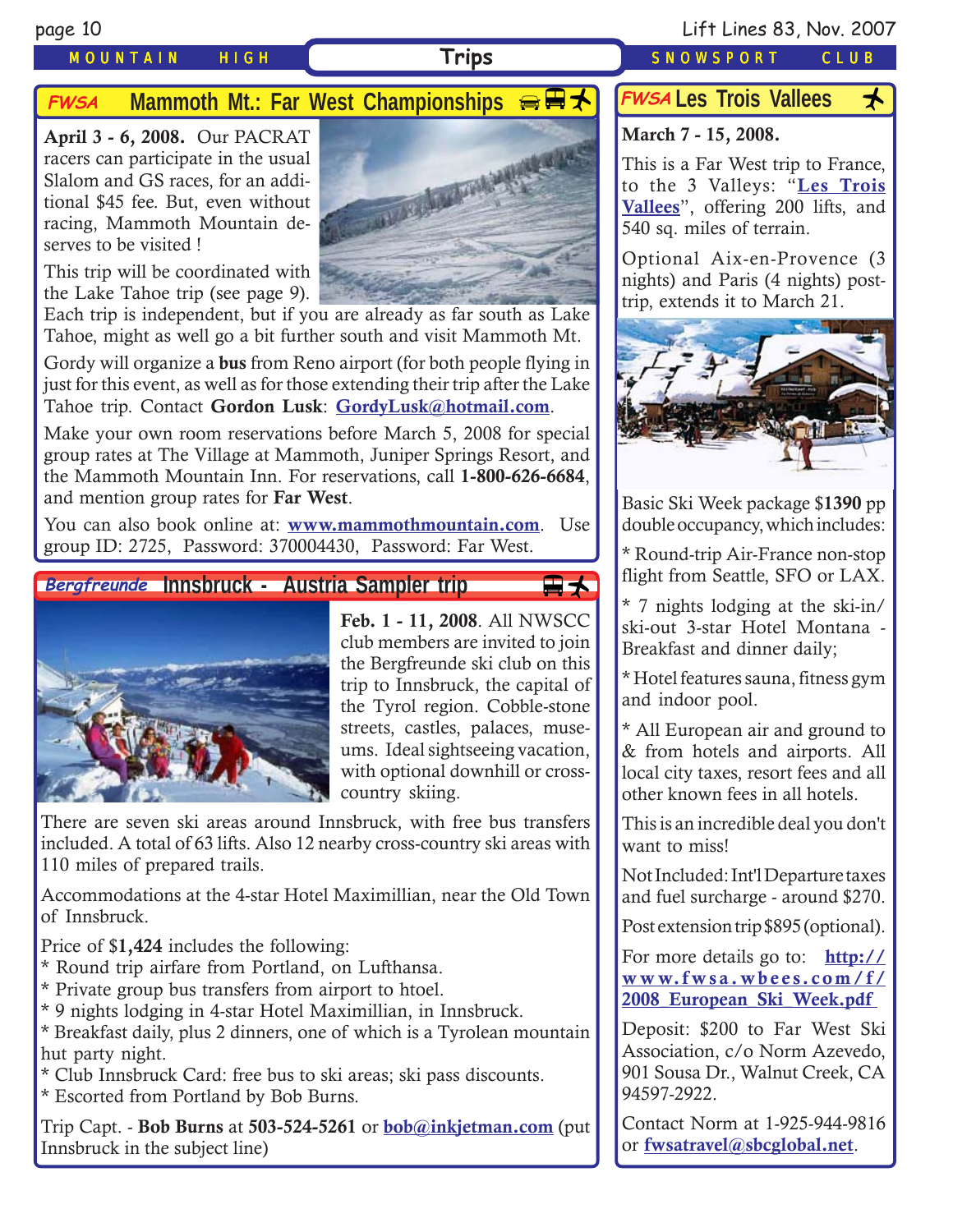# Trips

## FWSA Mammoth Mt.: Far West Championships

**April 3 - 6, 2008.** Our PACRAT racers can participate in the usual Slalom and GS races, for an additional $45 fee. But, even without racing, Mammoth Mountain deserves to be visited !

This trip will be coordinated with the Lake Tahoe trip (see page 9). Each trip is independent, but if you are already as far south as Lake Tahoe, might as well go a bit further south and visit Mammoth Mt.

Gordy will organize a **bus** from Reno airport (for both people flying in just for this event, as well as for those extending their trip after the Lake Tahoe trip. Contact **Gordon Lusk**: **GordyLusk@hotmail.com**.

Make your own room reservations before March 5, 2008 for special group rates at The Village at Mammoth, Juniper Springs Resort, and the Mammoth Mountain Inn. For reservations, call **1-800-626-6684**, and mention group rates for **Far West**.

You can also book online at: **www.mammothmountain.com**. Use group ID: 2725, Password: 370004430, Password: Far West.

## Bergfreunde Innsbruck - Austria Sampler trip

**Feb. 1 - 11, 2008**. All NWSCC club members are invited to join the Bergfreunde ski club on this trip to Innsbruck, the capital of the Tyrol region. Cobble-stone streets, castles, palaces, museums. Ideal sightseeing vacation, with optional downhill or cross-country skiing.

There are seven ski areas around Innsbruck, with free bus transfers included. A total of 63 lifts. Also 12 nearby cross-country ski areas with 110 miles of prepared trails.

Accommodations at the 4-star Hotel Maximillian, near the Old Town of Innsbruck.

Price of $**1,424** includes the following:

* Round trip airfare from Portland, on Lufthansa.
* Private group bus transfers from airport to htoel.
* 9 nights lodging in 4-star Hotel Maximillian, in Innsbruck.
* Breakfast daily, plus 2 dinners, one of which is a Tyrolean mountain hut party night.
* Club Innsbruck Card: free bus to ski areas; ski pass discounts.
* Escorted from Portland by Bob Burns.

Trip Capt. - **Bob Burns** at **503-524-5261** or **bob@inkjetman.com** (put Innsbruck in the subject line)

## FWSA Les Trois Vallees

**March 7 - 15, 2008.**

This is a Far West trip to France, to the 3 Valleys: "**Les Trois Vallees**", offering 200 lifts, and 540 sq. miles of terrain.

Optional Aix-en-Provence (3 nights) and Paris (4 nights) post-trip, extends it to March 21.

Basic Ski Week package $**1390** pp double occupancy, which includes:

* Round-trip Air-France non-stop flight from Seattle, SFO or LAX.

* 7 nights lodging at the ski-in/ski-out 3-star Hotel Montana - Breakfast and dinner daily;

* Hotel features sauna, fitness gym and indoor pool.

* All European air and ground to & from hotels and airports. All local city taxes, resort fees and all other known fees in all hotels.

This is an incredible deal you don't want to miss!

Not Included: Int'l Departure taxes and fuel surcharge - around $270.

Post extension trip $895 (optional).

For more details go to: **http://www.fwsa.wbees.com/f/2008_European_Ski_Week.pdf**

Deposit: $200 to Far West Ski Association, c/o Norm Azevedo, 901 Sousa Dr., Walnut Creek, CA 94597-2922.

Contact Norm at 1-925-944-9816 or **fwsatravel@sbcglobal.net**.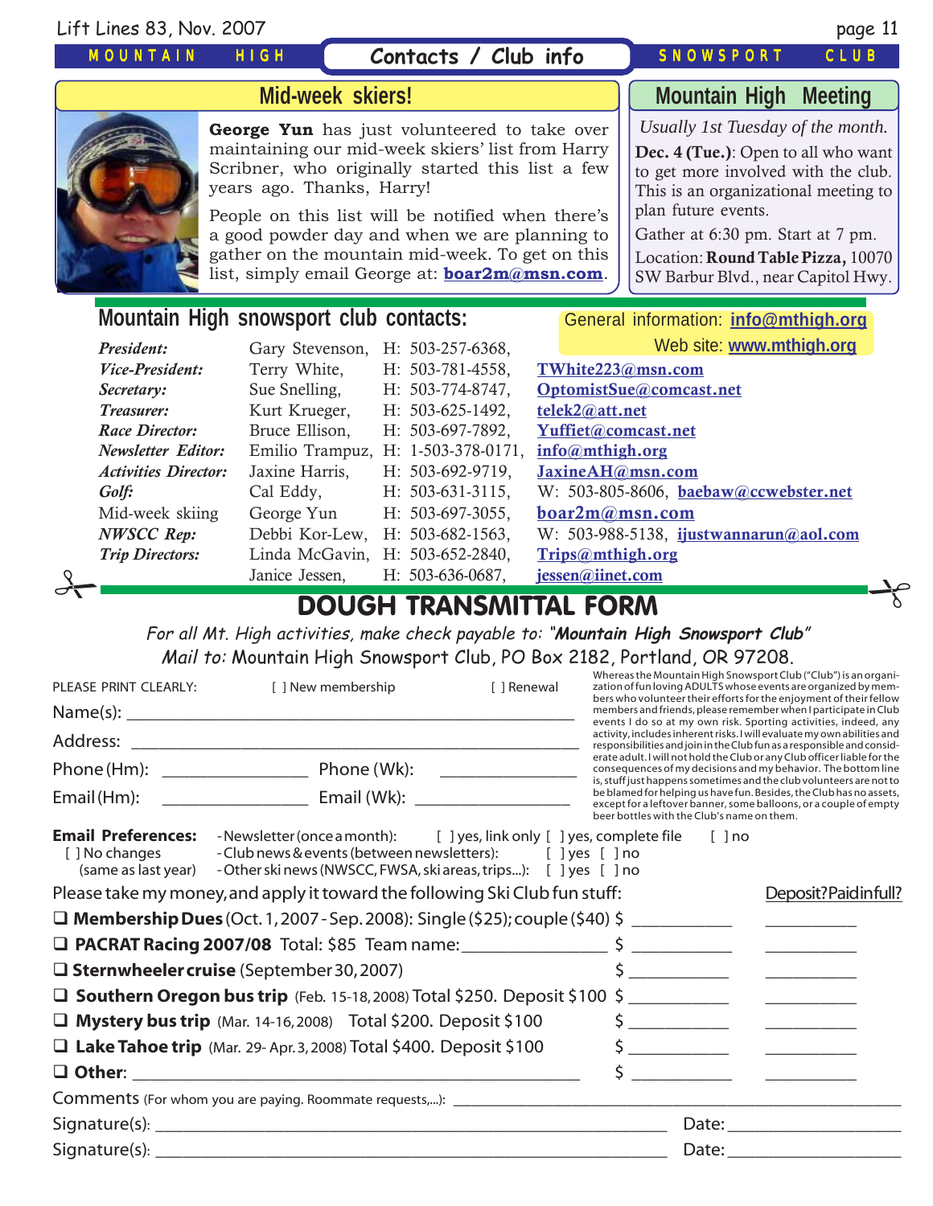# Contacts / Club info

MOUNTAIN HIGH SNOWSPORT CLUB

## Mid-week skiers!

**George Yun** has just volunteered to take over maintaining our mid-week skiers' list from Harry Scribner, who originally started this list a few years ago. Thanks, Harry!

People on this list will be notified when there's a good powder day and when we are planning to gather on the mountain mid-week. To get on this list, simply email George at: **boar2m@msn.com**.

## Mountain High Meeting

*Usually 1st Tuesday of the month.*

**Dec. 4 (Tue.)**: Open to all who want to get more involved with the club. This is an organizational meeting to plan future events.

Gather at 6:30 pm. Start at 7 pm.

Location: **Round Table Pizza,** 10070 SW Barbur Blvd., near Capitol Hwy.

## Mountain High snowsport club contacts:

General information: **info@mthigh.org**
Web site: **www.mthigh.org**

| Position | Name | Phone | Email |
|---|---|---|---|
| *President:* | Gary Stevenson, | H: 503-257-6368, | |
| *Vice-President:* | Terry White, | H: 503-781-4558, | TWhite223@msn.com |
| *Secretary:* | Sue Snelling, | H: 503-774-8747, | OptomistSue@comcast.net |
| *Treasurer:* | Kurt Krueger, | H: 503-625-1492, | telek2@att.net |
| *Race Director:* | Bruce Ellison, | H: 503-697-7892, | Yuffiet@comcast.net |
| *Newsletter Editor:* | Emilio Trampuz, | H: 1-503-378-0171, | info@mthigh.org |
| *Activities Director:* | Jaxine Harris, | H: 503-692-9719, | JaxineAH@msn.com |
| *Golf:* | Cal Eddy, | H: 503-631-3115, | W: 503-805-8606, baebaw@ccwebster.net |
| Mid-week skiing | George Yun | H: 503-697-3055, | boar2m@msn.com |
| *NWSCC Rep:* | Debbi Kor-Lew, | H: 503-682-1563, | W: 503-988-5138, ijustwannarun@aol.com |
| *Trip Directors:* | Linda McGavin, | H: 503-652-2840, | Trips@mthigh.org |
| | Janice Jessen, | H: 503-636-0687, | jessen@iinet.com |

# DOUGH TRANSMITTAL FORM

*For all Mt. High activities, make check payable to: "**Mountain High Snowsport Club**"*
*Mail to:* Mountain High Snowsport Club, PO Box 2182, Portland, OR 97208.

PLEASE PRINT CLEARLY: [ ] New membership [ ] Renewal

Name(s): ______________________________

Address: ______________________________

Phone (Hm): ______________ Phone (Wk): ______________

Email (Hm): ______________ Email (Wk): ______________

Whereas the Mountain High Snowsport Club ("Club") is an organization of fun loving ADULTS whose events are organized by members who volunteer their efforts for the enjoyment of their fellow members and friends, please remember when I participate in Club events I do so at my own risk. Sporting activities, indeed, any activity, includes inherent risks. I will evaluate my own abilities and responsibilities and join in the Club fun as a responsible and considerate adult. I will not hold the Club or any Club officer liable for the consequences of my decisions and my behavior. The bottom line is, stuff just happens sometimes and the club volunteers are not to be blamed for helping us have fun. Besides, the Club has no assets, except for a leftover banner, some balloons, or a couple of empty beer bottles with the Club's name on them.

**Email Preferences:**
[ ] No changes (same as last year)
- Newsletter (once a month): [ ] yes, link only [ ] yes, complete file [ ] no
- Club news & events (between newsletters): [ ] yes [ ] no
- Other ski news (NWSCC, FWSA, ski areas, trips...): [ ] yes [ ] no

Please take my money, and apply it toward the following Ski Club fun stuff: Deposit? Paid in full?

- ❑ **Membership Dues** (Oct. 1, 2007 - Sep. 2008): Single ($25); couple ($40) $ ________ ________
- ❑ **PACRAT Racing 2007/08** Total: $85 Team name:____________ $ ________ ________
- ❑ **Sternwheeler cruise** (September 30, 2007) $ ________ ________
- ❑ **Southern Oregon bus trip** (Feb. 15-18, 2008) Total $250. Deposit $100 $ ________ ________
- ❑ **Mystery bus trip** (Mar. 14-16, 2008) Total $200. Deposit $100 $ ________ ________
- ❑ **Lake Tahoe trip** (Mar. 29- Apr. 3, 2008) Total $400. Deposit $100 $ ________ ________
- ❑ **Other**: ______________________________ $ ________ ________

Comments (For whom you are paying. Roommate requests,...): ______________________________

Signature(s): ______________________________ Date: ______________

Signature(s): ______________________________ Date: ______________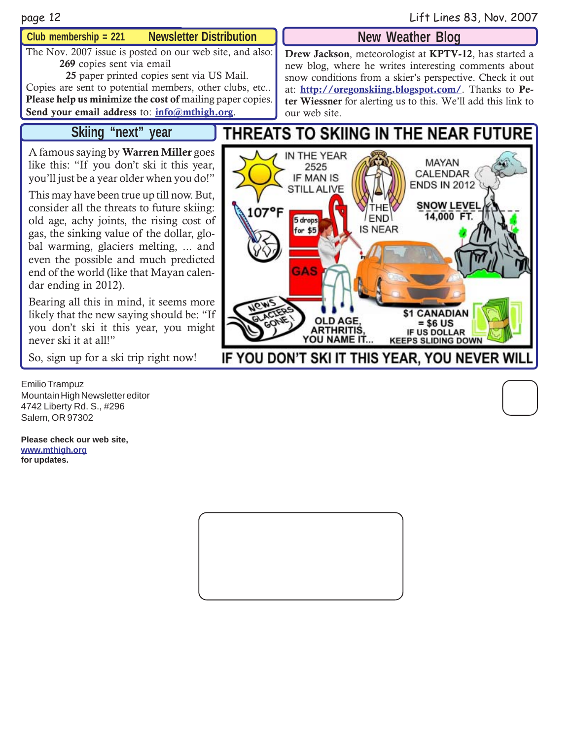## Club membership = 221 — Newsletter Distribution

The Nov. 2007 issue is posted on our web site, and also:

**269** copies sent via email

**25** paper printed copies sent via US Mail.

Copies are sent to potential members, other clubs, etc.. **Please help us minimize the cost of** mailing paper copies. **Send your email address** to: **info@mthigh.org**.

## New Weather Blog

**Drew Jackson**, meteorologist at **KPTV-12**, has started a new blog, where he writes interesting comments about snow conditions from a skier's perspective. Check it out at: **http://oregonskiing.blogspot.com/**. Thanks to **Peter Wiessner** for alerting us to this. We'll add this link to our web site.

## Skiing "next" year

A famous saying by **Warren Miller** goes like this: "If you don't ski it this year, you'll just be a year older when you do!"

This may have been true up till now. But, consider all the threats to future skiing: old age, achy joints, the rising cost of gas, the sinking value of the dollar, global warming, glaciers melting, ... and even the possible and much predicted end of the world (like that Mayan calendar ending in 2012).

Bearing all this in mind, it seems more likely that the new saying should be: "If you don't ski it this year, you might never ski it at all!"

So, sign up for a ski trip right now!

## THREATS TO SKIING IN THE NEAR FUTURE

IN THE YEAR 2525 IF MAN IS STILL ALIVE

MAYAN CALENDAR ENDS IN 2012

107°F

5 drops for $5

GAS

THE END IS NEAR

SNOW LEVEL 14,000 FT.

NEWS GLACIERS GONE!

OLD AGE, ARTHRITIS, YOU NAME IT...

$1 CANADIAN = $6 US IF US DOLLAR KEEPS SLIDING DOWN

IF YOU DON'T SKI THIS YEAR, YOU NEVER WILL

Emilio Trampuz
Mountain High Newsletter editor
4742 Liberty Rd. S., #296
Salem, OR 97302

**Please check our web site, www.mthigh.org for updates.**